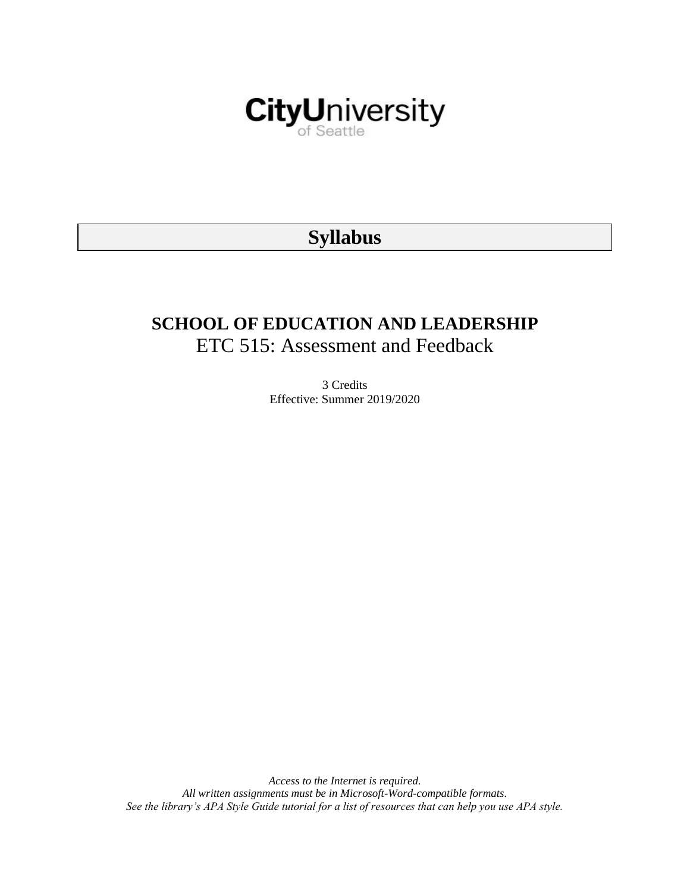CityUniversity of Seattle

# Syllabus

## SCHOOL OF EDUCATION AND LEADERSHIP

ETC 515: Assessment and Feedback

3 Credits
Effective: Summer 2019/2020

*Access to the Internet is required.*
*All written assignments must be in Microsoft-Word-compatible formats.*
*See the library's APA Style Guide tutorial for a list of resources that can help you use APA style.*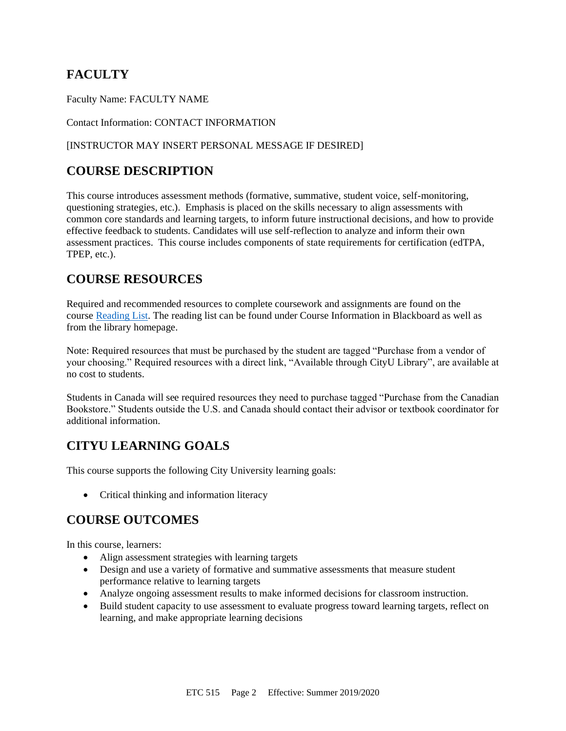## FACULTY

Faculty Name: FACULTY NAME

Contact Information: CONTACT INFORMATION

[INSTRUCTOR MAY INSERT PERSONAL MESSAGE IF DESIRED]

## COURSE DESCRIPTION

This course introduces assessment methods (formative, summative, student voice, self-monitoring, questioning strategies, etc.). Emphasis is placed on the skills necessary to align assessments with common core standards and learning targets, to inform future instructional decisions, and how to provide effective feedback to students. Candidates will use self-reflection to analyze and inform their own assessment practices. This course includes components of state requirements for certification (edTPA, TPEP, etc.).

## COURSE RESOURCES

Required and recommended resources to complete coursework and assignments are found on the course Reading List. The reading list can be found under Course Information in Blackboard as well as from the library homepage.

Note: Required resources that must be purchased by the student are tagged "Purchase from a vendor of your choosing." Required resources with a direct link, "Available through CityU Library", are available at no cost to students.

Students in Canada will see required resources they need to purchase tagged "Purchase from the Canadian Bookstore." Students outside the U.S. and Canada should contact their advisor or textbook coordinator for additional information.

## CITYU LEARNING GOALS

This course supports the following City University learning goals:

- Critical thinking and information literacy

## COURSE OUTCOMES

In this course, learners:

- Align assessment strategies with learning targets
- Design and use a variety of formative and summative assessments that measure student performance relative to learning targets
- Analyze ongoing assessment results to make informed decisions for classroom instruction.
- Build student capacity to use assessment to evaluate progress toward learning targets, reflect on learning, and make appropriate learning decisions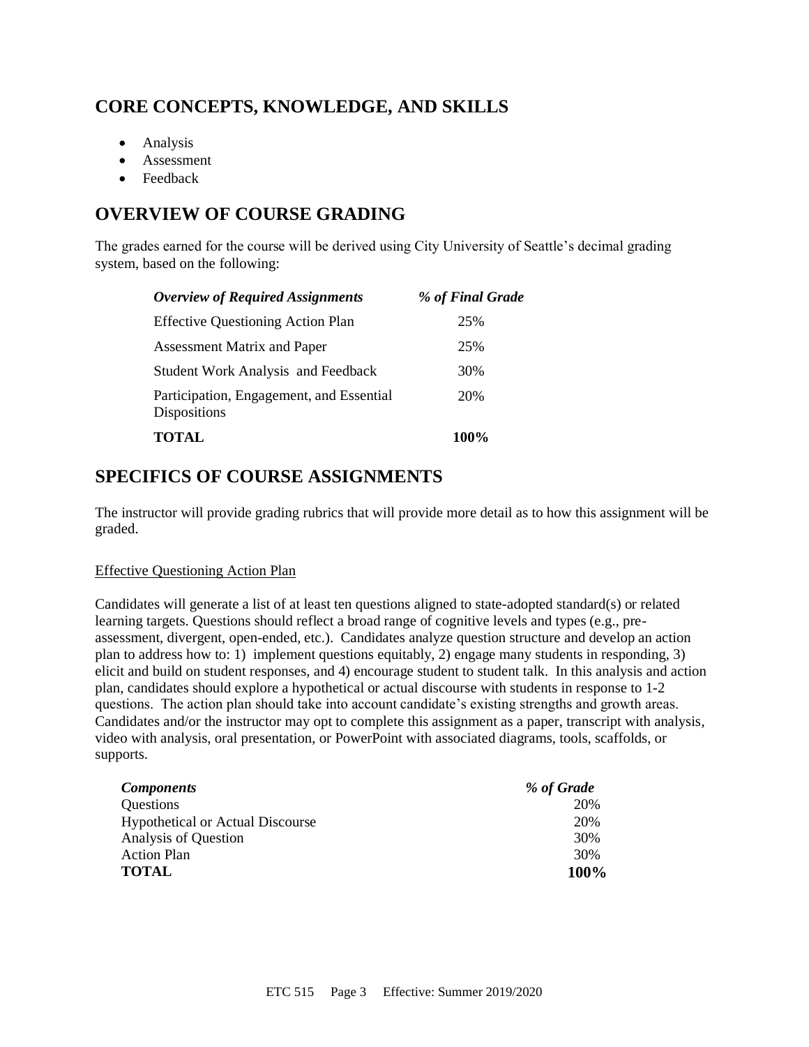## CORE CONCEPTS, KNOWLEDGE, AND SKILLS

- Analysis
- Assessment
- Feedback

## OVERVIEW OF COURSE GRADING

The grades earned for the course will be derived using City University of Seattle's decimal grading system, based on the following:

| *Overview of Required Assignments* | *% of Final Grade* |
|---|---|
| Effective Questioning Action Plan | 25% |
| Assessment Matrix and Paper | 25% |
| Student Work Analysis and Feedback | 30% |
| Participation, Engagement, and Essential Dispositions | 20% |
| **TOTAL** | **100%** |

## SPECIFICS OF COURSE ASSIGNMENTS

The instructor will provide grading rubrics that will provide more detail as to how this assignment will be graded.

Effective Questioning Action Plan

Candidates will generate a list of at least ten questions aligned to state-adopted standard(s) or related learning targets. Questions should reflect a broad range of cognitive levels and types (e.g., pre-assessment, divergent, open-ended, etc.). Candidates analyze question structure and develop an action plan to address how to: 1) implement questions equitably, 2) engage many students in responding, 3) elicit and build on student responses, and 4) encourage student to student talk. In this analysis and action plan, candidates should explore a hypothetical or actual discourse with students in response to 1-2 questions. The action plan should take into account candidate's existing strengths and growth areas. Candidates and/or the instructor may opt to complete this assignment as a paper, transcript with analysis, video with analysis, oral presentation, or PowerPoint with associated diagrams, tools, scaffolds, or supports.

| *Components* | *% of Grade* |
|---|---|
| Questions | 20% |
| Hypothetical or Actual Discourse | 20% |
| Analysis of Question | 30% |
| Action Plan | 30% |
| **TOTAL** | **100%** |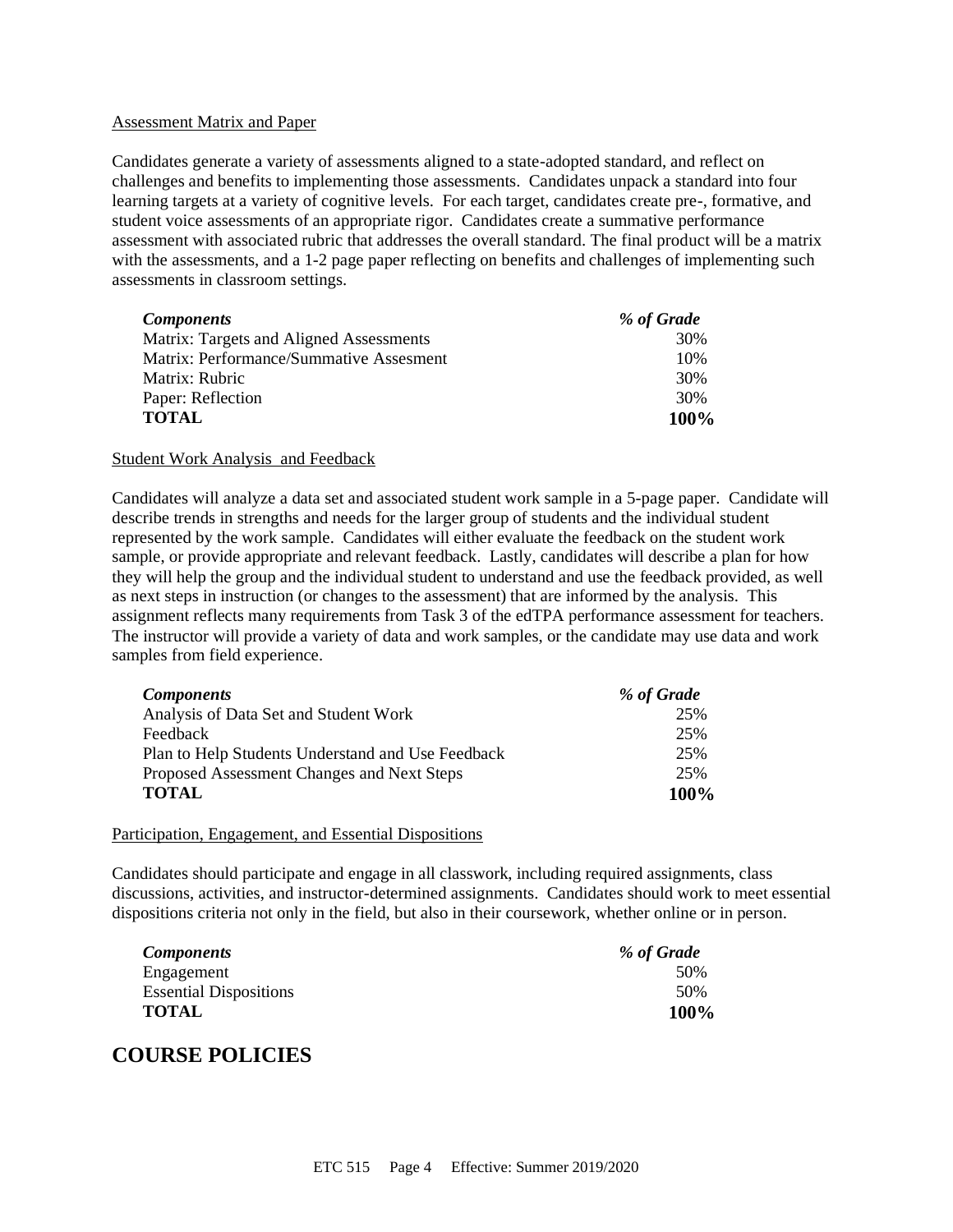Assessment Matrix and Paper

Candidates generate a variety of assessments aligned to a state-adopted standard, and reflect on challenges and benefits to implementing those assessments. Candidates unpack a standard into four learning targets at a variety of cognitive levels. For each target, candidates create pre-, formative, and student voice assessments of an appropriate rigor. Candidates create a summative performance assessment with associated rubric that addresses the overall standard. The final product will be a matrix with the assessments, and a 1-2 page paper reflecting on benefits and challenges of implementing such assessments in classroom settings.

| *Components* | *% of Grade* |
|---|---|
| Matrix: Targets and Aligned Assessments | 30% |
| Matrix: Performance/Summative Assesment | 10% |
| Matrix: Rubric | 30% |
| Paper: Reflection | 30% |
| **TOTAL** | **100%** |

Student Work Analysis and Feedback

Candidates will analyze a data set and associated student work sample in a 5-page paper. Candidate will describe trends in strengths and needs for the larger group of students and the individual student represented by the work sample. Candidates will either evaluate the feedback on the student work sample, or provide appropriate and relevant feedback. Lastly, candidates will describe a plan for how they will help the group and the individual student to understand and use the feedback provided, as well as next steps in instruction (or changes to the assessment) that are informed by the analysis. This assignment reflects many requirements from Task 3 of the edTPA performance assessment for teachers. The instructor will provide a variety of data and work samples, or the candidate may use data and work samples from field experience.

| *Components* | *% of Grade* |
|---|---|
| Analysis of Data Set and Student Work | 25% |
| Feedback | 25% |
| Plan to Help Students Understand and Use Feedback | 25% |
| Proposed Assessment Changes and Next Steps | 25% |
| **TOTAL** | **100%** |

Participation, Engagement, and Essential Dispositions

Candidates should participate and engage in all classwork, including required assignments, class discussions, activities, and instructor-determined assignments. Candidates should work to meet essential dispositions criteria not only in the field, but also in their coursework, whether online or in person.

| *Components* | *% of Grade* |
|---|---|
| Engagement | 50% |
| Essential Dispositions | 50% |
| **TOTAL** | **100%** |

# COURSE POLICIES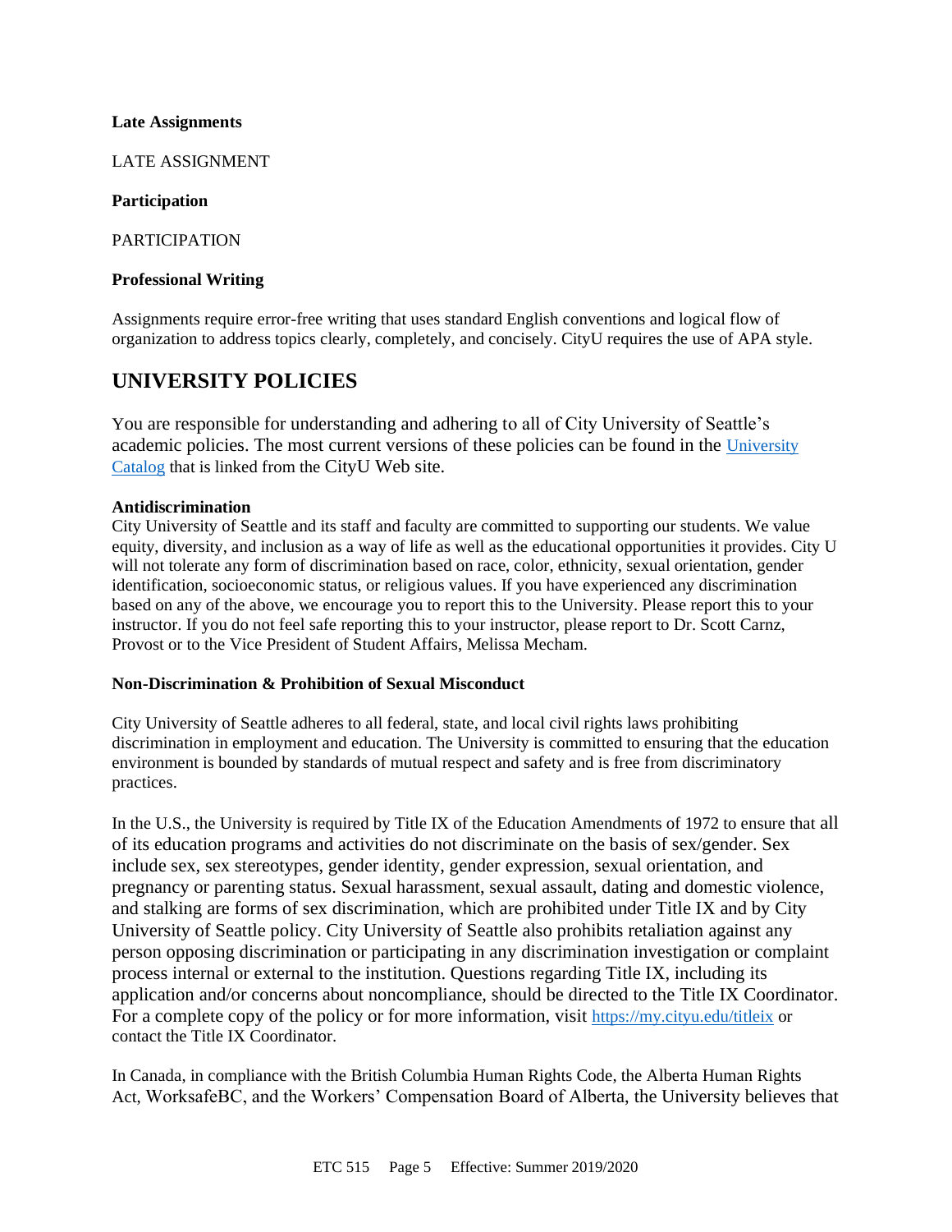**Late Assignments**

LATE ASSIGNMENT

**Participation**

PARTICIPATION

**Professional Writing**

Assignments require error-free writing that uses standard English conventions and logical flow of organization to address topics clearly, completely, and concisely. CityU requires the use of APA style.

# UNIVERSITY POLICIES

You are responsible for understanding and adhering to all of City University of Seattle's academic policies. The most current versions of these policies can be found in the University Catalog that is linked from the CityU Web site.

**Antidiscrimination**

City University of Seattle and its staff and faculty are committed to supporting our students. We value equity, diversity, and inclusion as a way of life as well as the educational opportunities it provides. City U will not tolerate any form of discrimination based on race, color, ethnicity, sexual orientation, gender identification, socioeconomic status, or religious values. If you have experienced any discrimination based on any of the above, we encourage you to report this to the University. Please report this to your instructor. If you do not feel safe reporting this to your instructor, please report to Dr. Scott Carnz, Provost or to the Vice President of Student Affairs, Melissa Mecham.

**Non-Discrimination & Prohibition of Sexual Misconduct**

City University of Seattle adheres to all federal, state, and local civil rights laws prohibiting discrimination in employment and education. The University is committed to ensuring that the education environment is bounded by standards of mutual respect and safety and is free from discriminatory practices.

In the U.S., the University is required by Title IX of the Education Amendments of 1972 to ensure that all of its education programs and activities do not discriminate on the basis of sex/gender. Sex include sex, sex stereotypes, gender identity, gender expression, sexual orientation, and pregnancy or parenting status. Sexual harassment, sexual assault, dating and domestic violence, and stalking are forms of sex discrimination, which are prohibited under Title IX and by City University of Seattle policy. City University of Seattle also prohibits retaliation against any person opposing discrimination or participating in any discrimination investigation or complaint process internal or external to the institution. Questions regarding Title IX, including its application and/or concerns about noncompliance, should be directed to the Title IX Coordinator. For a complete copy of the policy or for more information, visit https://my.cityu.edu/titleix or contact the Title IX Coordinator.

In Canada, in compliance with the British Columbia Human Rights Code, the Alberta Human Rights Act, WorksafeBC, and the Workers' Compensation Board of Alberta, the University believes that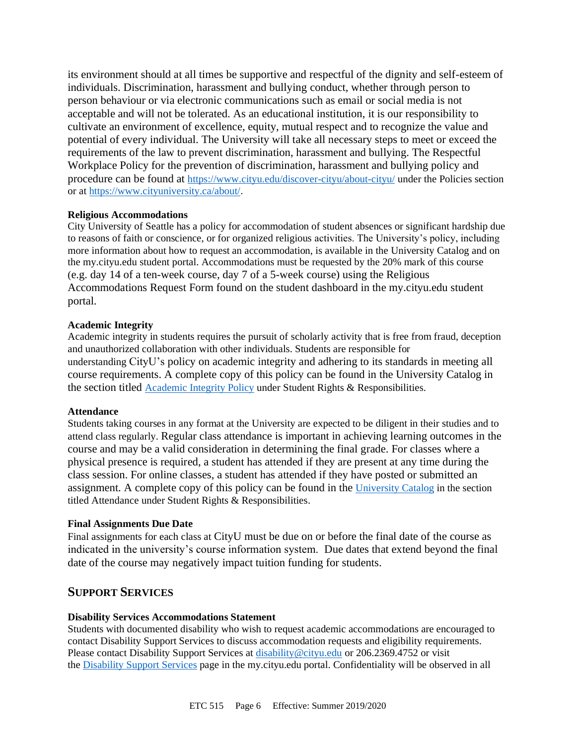its environment should at all times be supportive and respectful of the dignity and self-esteem of individuals. Discrimination, harassment and bullying conduct, whether through person to person behaviour or via electronic communications such as email or social media is not acceptable and will not be tolerated. As an educational institution, it is our responsibility to cultivate an environment of excellence, equity, mutual respect and to recognize the value and potential of every individual. The University will take all necessary steps to meet or exceed the requirements of the law to prevent discrimination, harassment and bullying. The Respectful Workplace Policy for the prevention of discrimination, harassment and bullying policy and procedure can be found at https://www.cityu.edu/discover-cityu/about-cityu/ under the Policies section or at https://www.cityuniversity.ca/about/.

**Religious Accommodations**

City University of Seattle has a policy for accommodation of student absences or significant hardship due to reasons of faith or conscience, or for organized religious activities. The University's policy, including more information about how to request an accommodation, is available in the University Catalog and on the my.cityu.edu student portal. Accommodations must be requested by the 20% mark of this course (e.g. day 14 of a ten-week course, day 7 of a 5-week course) using the Religious Accommodations Request Form found on the student dashboard in the my.cityu.edu student portal.

**Academic Integrity**

Academic integrity in students requires the pursuit of scholarly activity that is free from fraud, deception and unauthorized collaboration with other individuals. Students are responsible for understanding CityU's policy on academic integrity and adhering to its standards in meeting all course requirements. A complete copy of this policy can be found in the University Catalog in the section titled Academic Integrity Policy under Student Rights & Responsibilities.

**Attendance**

Students taking courses in any format at the University are expected to be diligent in their studies and to attend class regularly. Regular class attendance is important in achieving learning outcomes in the course and may be a valid consideration in determining the final grade. For classes where a physical presence is required, a student has attended if they are present at any time during the class session. For online classes, a student has attended if they have posted or submitted an assignment. A complete copy of this policy can be found in the University Catalog in the section titled Attendance under Student Rights & Responsibilities.

**Final Assignments Due Date**

Final assignments for each class at CityU must be due on or before the final date of the course as indicated in the university's course information system. Due dates that extend beyond the final date of the course may negatively impact tuition funding for students.

## SUPPORT SERVICES

**Disability Services Accommodations Statement**

Students with documented disability who wish to request academic accommodations are encouraged to contact Disability Support Services to discuss accommodation requests and eligibility requirements. Please contact Disability Support Services at disability@cityu.edu or 206.2369.4752 or visit the Disability Support Services page in the my.cityu.edu portal. Confidentiality will be observed in all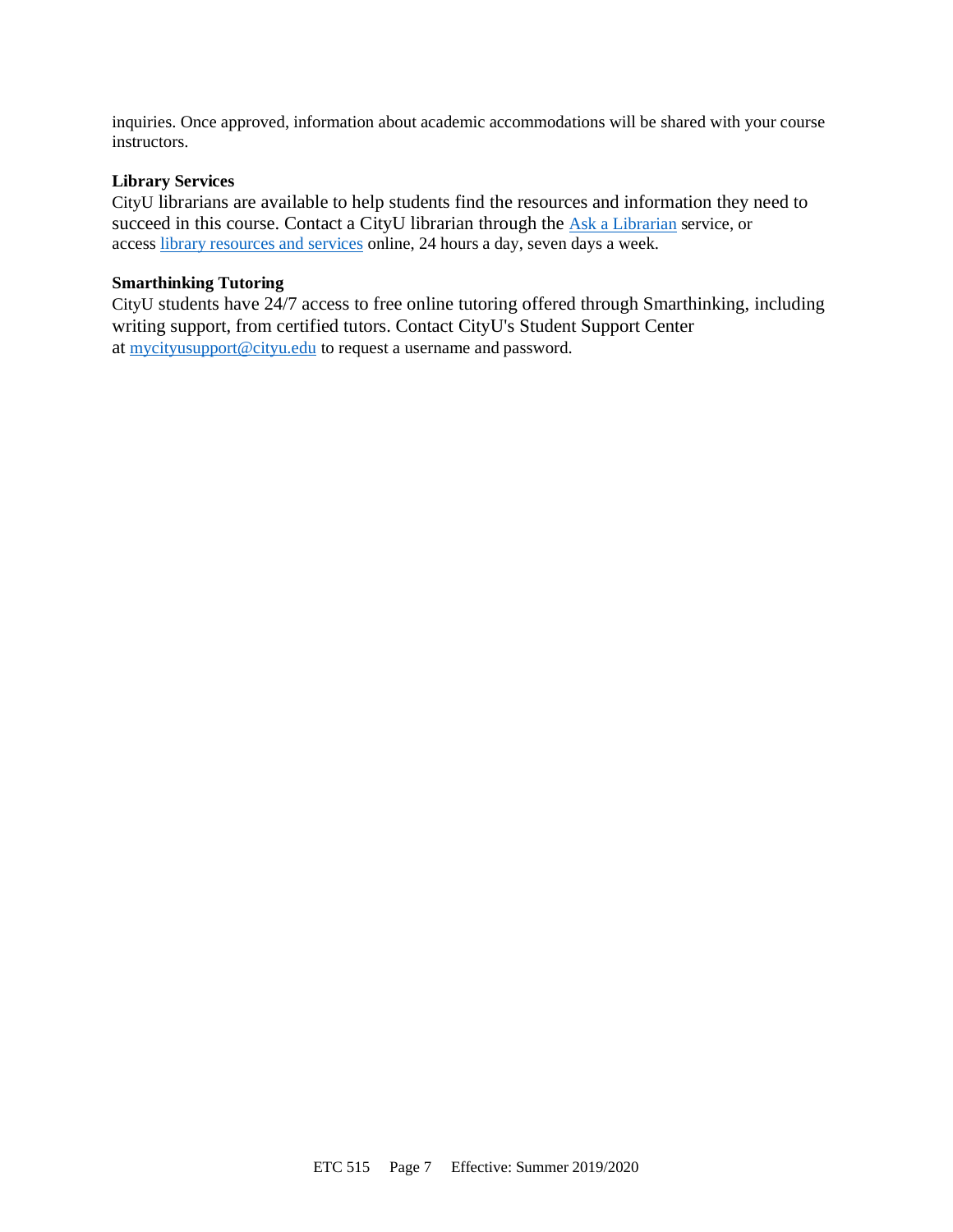inquiries. Once approved, information about academic accommodations will be shared with your course instructors.

**Library Services**

CityU librarians are available to help students find the resources and information they need to succeed in this course. Contact a CityU librarian through the Ask a Librarian service, or access library resources and services online, 24 hours a day, seven days a week.

**Smarthinking Tutoring**

CityU students have 24/7 access to free online tutoring offered through Smarthinking, including writing support, from certified tutors. Contact CityU's Student Support Center at mycityusupport@cityu.edu to request a username and password.